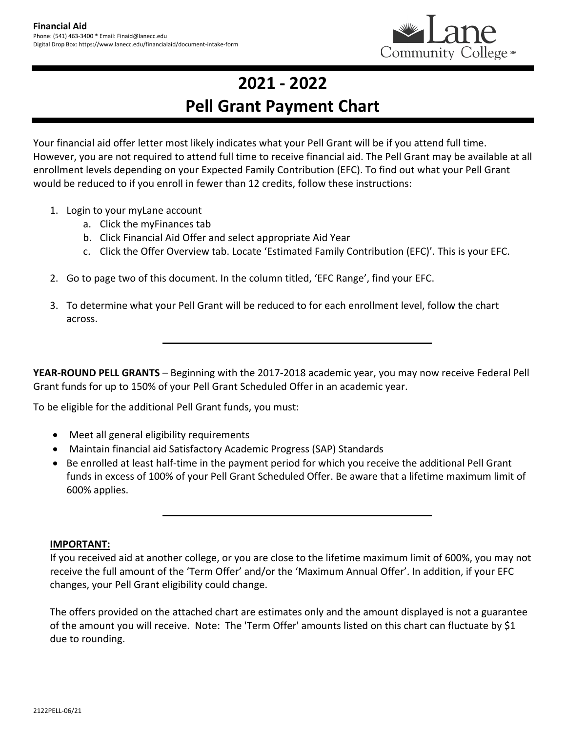**Financial Aid**
Phone: (541) 463-3400 * Email: Finaid@lanecc.edu
Digital Drop Box: https://www.lanecc.edu/financialaid/document-intake-form

Lane Community College

# 2021 - 2022
# Pell Grant Payment Chart

Your financial aid offer letter most likely indicates what your Pell Grant will be if you attend full time. However, you are not required to attend full time to receive financial aid. The Pell Grant may be available at all enrollment levels depending on your Expected Family Contribution (EFC). To find out what your Pell Grant would be reduced to if you enroll in fewer than 12 credits, follow these instructions:

1. Login to your myLane account
   a. Click the myFinances tab
   b. Click Financial Aid Offer and select appropriate Aid Year
   c. Click the Offer Overview tab. Locate 'Estimated Family Contribution (EFC)'. This is your EFC.
2. Go to page two of this document. In the column titled, 'EFC Range', find your EFC.
3. To determine what your Pell Grant will be reduced to for each enrollment level, follow the chart across.

---

**YEAR-ROUND PELL GRANTS** – Beginning with the 2017-2018 academic year, you may now receive Federal Pell Grant funds for up to 150% of your Pell Grant Scheduled Offer in an academic year.

To be eligible for the additional Pell Grant funds, you must:

- Meet all general eligibility requirements
- Maintain financial aid Satisfactory Academic Progress (SAP) Standards
- Be enrolled at least half-time in the payment period for which you receive the additional Pell Grant funds in excess of 100% of your Pell Grant Scheduled Offer. Be aware that a lifetime maximum limit of 600% applies.

---

**IMPORTANT:**

If you received aid at another college, or you are close to the lifetime maximum limit of 600%, you may not receive the full amount of the 'Term Offer' and/or the 'Maximum Annual Offer'. In addition, if your EFC changes, your Pell Grant eligibility could change.

The offers provided on the attached chart are estimates only and the amount displayed is not a guarantee of the amount you will receive. Note: The 'Term Offer' amounts listed on this chart can fluctuate by $1 due to rounding.

2122PELL-06/21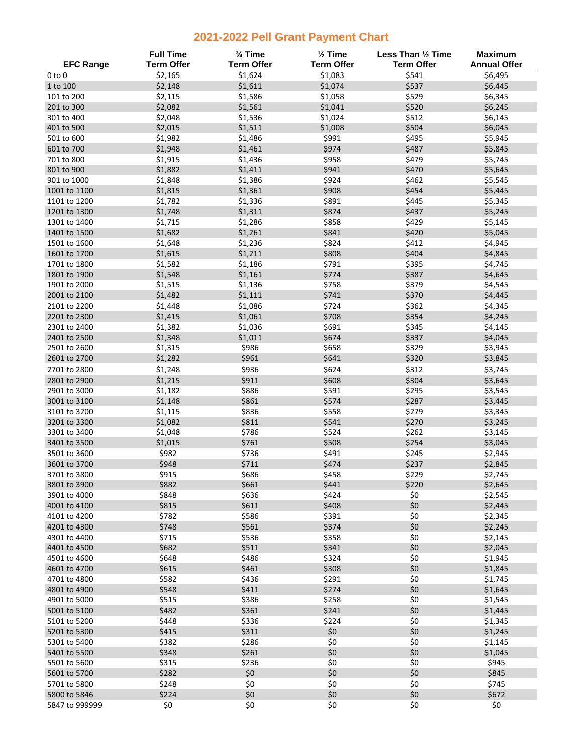# 2021-2022 Pell Grant Payment Chart

| EFC Range | Full Time Term Offer | ¾ Time Term Offer | ½ Time Term Offer | Less Than ½ Time Term Offer | Maximum Annual Offer |
|---|---|---|---|---|---|
| 0 to 0 | $2,165 | $1,624 | $1,083 | $541 | $6,495 |
| 1 to 100 | $2,148 | $1,611 | $1,074 | $537 | $6,445 |
| 101 to 200 | $2,115 | $1,586 | $1,058 | $529 | $6,345 |
| 201 to 300 | $2,082 | $1,561 | $1,041 | $520 | $6,245 |
| 301 to 400 | $2,048 | $1,536 | $1,024 | $512 | $6,145 |
| 401 to 500 | $2,015 | $1,511 | $1,008 | $504 | $6,045 |
| 501 to 600 | $1,982 | $1,486 | $991 | $495 | $5,945 |
| 601 to 700 | $1,948 | $1,461 | $974 | $487 | $5,845 |
| 701 to 800 | $1,915 | $1,436 | $958 | $479 | $5,745 |
| 801 to 900 | $1,882 | $1,411 | $941 | $470 | $5,645 |
| 901 to 1000 | $1,848 | $1,386 | $924 | $462 | $5,545 |
| 1001 to 1100 | $1,815 | $1,361 | $908 | $454 | $5,445 |
| 1101 to 1200 | $1,782 | $1,336 | $891 | $445 | $5,345 |
| 1201 to 1300 | $1,748 | $1,311 | $874 | $437 | $5,245 |
| 1301 to 1400 | $1,715 | $1,286 | $858 | $429 | $5,145 |
| 1401 to 1500 | $1,682 | $1,261 | $841 | $420 | $5,045 |
| 1501 to 1600 | $1,648 | $1,236 | $824 | $412 | $4,945 |
| 1601 to 1700 | $1,615 | $1,211 | $808 | $404 | $4,845 |
| 1701 to 1800 | $1,582 | $1,186 | $791 | $395 | $4,745 |
| 1801 to 1900 | $1,548 | $1,161 | $774 | $387 | $4,645 |
| 1901 to 2000 | $1,515 | $1,136 | $758 | $379 | $4,545 |
| 2001 to 2100 | $1,482 | $1,111 | $741 | $370 | $4,445 |
| 2101 to 2200 | $1,448 | $1,086 | $724 | $362 | $4,345 |
| 2201 to 2300 | $1,415 | $1,061 | $708 | $354 | $4,245 |
| 2301 to 2400 | $1,382 | $1,036 | $691 | $345 | $4,145 |
| 2401 to 2500 | $1,348 | $1,011 | $674 | $337 | $4,045 |
| 2501 to 2600 | $1,315 | $986 | $658 | $329 | $3,945 |
| 2601 to 2700 | $1,282 | $961 | $641 | $320 | $3,845 |
| 2701 to 2800 | $1,248 | $936 | $624 | $312 | $3,745 |
| 2801 to 2900 | $1,215 | $911 | $608 | $304 | $3,645 |
| 2901 to 3000 | $1,182 | $886 | $591 | $295 | $3,545 |
| 3001 to 3100 | $1,148 | $861 | $574 | $287 | $3,445 |
| 3101 to 3200 | $1,115 | $836 | $558 | $279 | $3,345 |
| 3201 to 3300 | $1,082 | $811 | $541 | $270 | $3,245 |
| 3301 to 3400 | $1,048 | $786 | $524 | $262 | $3,145 |
| 3401 to 3500 | $1,015 | $761 | $508 | $254 | $3,045 |
| 3501 to 3600 | $982 | $736 | $491 | $245 | $2,945 |
| 3601 to 3700 | $948 | $711 | $474 | $237 | $2,845 |
| 3701 to 3800 | $915 | $686 | $458 | $229 | $2,745 |
| 3801 to 3900 | $882 | $661 | $441 | $220 | $2,645 |
| 3901 to 4000 | $848 | $636 | $424 | $0 | $2,545 |
| 4001 to 4100 | $815 | $611 | $408 | $0 | $2,445 |
| 4101 to 4200 | $782 | $586 | $391 | $0 | $2,345 |
| 4201 to 4300 | $748 | $561 | $374 | $0 | $2,245 |
| 4301 to 4400 | $715 | $536 | $358 | $0 | $2,145 |
| 4401 to 4500 | $682 | $511 | $341 | $0 | $2,045 |
| 4501 to 4600 | $648 | $486 | $324 | $0 | $1,945 |
| 4601 to 4700 | $615 | $461 | $308 | $0 | $1,845 |
| 4701 to 4800 | $582 | $436 | $291 | $0 | $1,745 |
| 4801 to 4900 | $548 | $411 | $274 | $0 | $1,645 |
| 4901 to 5000 | $515 | $386 | $258 | $0 | $1,545 |
| 5001 to 5100 | $482 | $361 | $241 | $0 | $1,445 |
| 5101 to 5200 | $448 | $336 | $224 | $0 | $1,345 |
| 5201 to 5300 | $415 | $311 | $0 | $0 | $1,245 |
| 5301 to 5400 | $382 | $286 | $0 | $0 | $1,145 |
| 5401 to 5500 | $348 | $261 | $0 | $0 | $1,045 |
| 5501 to 5600 | $315 | $236 | $0 | $0 | $945 |
| 5601 to 5700 | $282 | $0 | $0 | $0 | $845 |
| 5701 to 5800 | $248 | $0 | $0 | $0 | $745 |
| 5800 to 5846 | $224 | $0 | $0 | $0 | $672 |
| 5847 to 999999 | $0 | $0 | $0 | $0 | $0 |